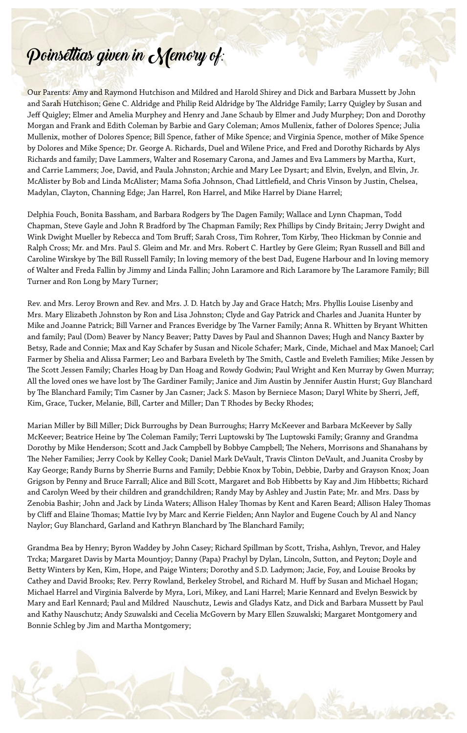# Poinsettias given in Memory of:

Our Parents: Amy and Raymond Hutchison and Mildred and Harold Shirey and Dick and Barbara Mussett by John and Sarah Hutchison; Gene C. Aldridge and Philip Reid Aldridge by The Aldridge Family; Larry Quigley by Susan and Jeff Quigley; Elmer and Amelia Murphey and Henry and Jane Schaub by Elmer and Judy Murphey; Don and Dorothy Morgan and Frank and Edith Coleman by Barbie and Gary Coleman; Amos Mullenix, father of Dolores Spence; Julia Mullenix, mother of Dolores Spence; Bill Spence, father of Mike Spence; and Virginia Spence, mother of Mike Spence by Dolores and Mike Spence; Dr. George A. Richards, Duel and Wilene Price, and Fred and Dorothy Richards by Alys Richards and family; Dave Lammers, Walter and Rosemary Carona, and James and Eva Lammers by Martha, Kurt, and Carrie Lammers; Joe, David, and Paula Johnston; Archie and Mary Lee Dysart; and Elvin, Evelyn, and Elvin, Jr. McAlister by Bob and Linda McAlister; Mama Sofia Johnson, Chad Littlefield, and Chris Vinson by Justin, Chelsea, Madylan, Clayton, Channing Edge; Jan Harrel, Ron Harrel, and Mike Harrel by Diane Harrel;

Delphia Fouch, Bonita Bassham, and Barbara Rodgers by The Dagen Family; Wallace and Lynn Chapman, Todd Chapman, Steve Gayle and John R Bradford by The Chapman Family; Rex Phillips by Cindy Britain; Jerry Dwight and Wink Dwight Mueller by Rebecca and Tom Bruff; Sarah Cross, Tim Rohrer, Tom Kirby, Theo Hickman by Connie and Ralph Cross; Mr. and Mrs. Paul S. Gleim and Mr. and Mrs. Robert C. Hartley by Gere Gleim; Ryan Russell and Bill and Caroline Wirskye by The Bill Russell Family; In loving memory of the best Dad, Eugene Harbour and In loving memory of Walter and Freda Fallin by Jimmy and Linda Fallin; John Laramore and Rich Laramore by The Laramore Family; Bill Turner and Ron Long by Mary Turner;

Rev. and Mrs. Leroy Brown and Rev. and Mrs. J. D. Hatch by Jay and Grace Hatch; Mrs. Phyllis Louise Lisenby and Mrs. Mary Elizabeth Johnston by Ron and Lisa Johnston; Clyde and Gay Patrick and Charles and Juanita Hunter by Mike and Joanne Patrick; Bill Varner and Frances Everidge by The Varner Family; Anna R. Whitten by Bryant Whitten and family; Paul (Dom) Beaver by Nancy Beaver; Patty Daves by Paul and Shannon Daves; Hugh and Nancy Baxter by Betsy, Rade and Connie; Max and Kay Schafer by Susan and Nicole Schafer; Mark, Cinde, Michael and Max Manoel; Carl Farmer by Shelia and Alissa Farmer; Leo and Barbara Eveleth by The Smith, Castle and Eveleth Families; Mike Jessen by The Scott Jessen Family; Charles Hoag by Dan Hoag and Rowdy Godwin; Paul Wright and Ken Murray by Gwen Murray; All the loved ones we have lost by The Gardiner Family; Janice and Jim Austin by Jennifer Austin Hurst; Guy Blanchard by The Blanchard Family; Tim Casner by Jan Casner; Jack S. Mason by Berniece Mason; Daryl White by Sherri, Jeff, Kim, Grace, Tucker, Melanie, Bill, Carter and Miller; Dan T Rhodes by Becky Rhodes;

Marian Miller by Bill Miller; Dick Burroughs by Dean Burroughs; Harry McKeever and Barbara McKeever by Sally McKeever; Beatrice Heine by The Coleman Family; Terri Luptowski by The Luptowski Family; Granny and Grandma Dorothy by Mike Henderson; Scott and Jack Campbell by Bobbye Campbell; The Nehers, Morrisons and Shanahans by The Neher Families; Jerry Cook by Kelley Cook; Daniel Mark DeVault, Travis Clinton DeVault, and Juanita Crosby by Kay George; Randy Burns by Sherrie Burns and Family; Debbie Knox by Tobin, Debbie, Darby and Grayson Knox; Joan Grigson by Penny and Bruce Farrall; Alice and Bill Scott, Margaret and Bob Hibbetts by Kay and Jim Hibbetts; Richard and Carolyn Weed by their children and grandchildren; Randy May by Ashley and Justin Pate; Mr. and Mrs. Dass by Zenobia Bashir; John and Jack by Linda Waters; Allison Haley Thomas by Kent and Karen Beard; Allison Haley Thomas by Cliff and Elaine Thomas; Mattie Ivy by Marc and Kerrie Fielden; Ann Naylor and Eugene Couch by Al and Nancy Naylor; Guy Blanchard, Garland and Kathryn Blanchard by The Blanchard Family;

Grandma Bea by Henry; Byron Waddey by John Casey; Richard Spillman by Scott, Trisha, Ashlyn, Trevor, and Haley Trcka; Margaret Davis by Marta Mountjoy; Danny (Papa) Prachyl by Dylan, Lincoln, Sutton, and Peyton; Doyle and Betty Winters by Ken, Kim, Hope, and Paige Winters; Dorothy and S.D. Ladymon; Jacie, Foy, and Louise Brooks by Cathey and David Brooks; Rev. Perry Rowland, Berkeley Strobel, and Richard M. Huff by Susan and Michael Hogan; Michael Harrel and Virginia Balverde by Myra, Lori, Mikey, and Lani Harrel; Marie Kennard and Evelyn Beswick by Mary and Earl Kennard; Paul and Mildred Nauschutz, Lewis and Gladys Katz, and Dick and Barbara Mussett by Paul and Kathy Nauschutz; Andy Szuwalski and Cecelia McGovern by Mary Ellen Szuwalski; Margaret Montgomery and Bonnie Schleg by Jim and Martha Montgomery;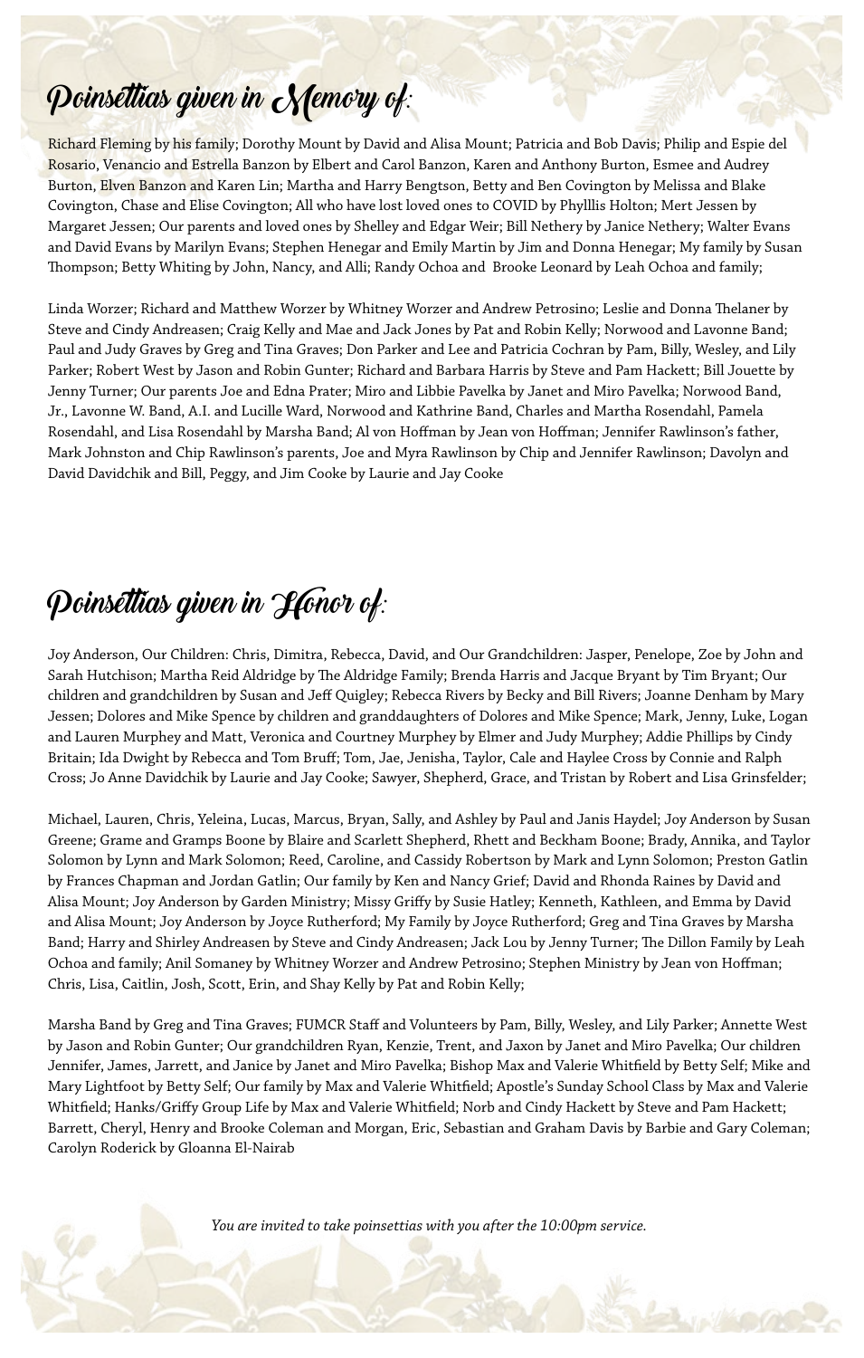## Poinsettias given in Memory of:

Richard Fleming by his family; Dorothy Mount by David and Alisa Mount; Patricia and Bob Davis; Philip and Espie del Rosario, Venancio and Estrella Banzon by Elbert and Carol Banzon, Karen and Anthony Burton, Esmee and Audrey Burton, Elven Banzon and Karen Lin; Martha and Harry Bengtson, Betty and Ben Covington by Melissa and Blake Covington, Chase and Elise Covington; All who have lost loved ones to COVID by Phylllis Holton; Mert Jessen by Margaret Jessen; Our parents and loved ones by Shelley and Edgar Weir; Bill Nethery by Janice Nethery; Walter Evans and David Evans by Marilyn Evans; Stephen Henegar and Emily Martin by Jim and Donna Henegar; My family by Susan Thompson; Betty Whiting by John, Nancy, and Alli; Randy Ochoa and Brooke Leonard by Leah Ochoa and family;

Linda Worzer; Richard and Matthew Worzer by Whitney Worzer and Andrew Petrosino; Leslie and Donna Thelaner by Steve and Cindy Andreasen; Craig Kelly and Mae and Jack Jones by Pat and Robin Kelly; Norwood and Lavonne Band; Paul and Judy Graves by Greg and Tina Graves; Don Parker and Lee and Patricia Cochran by Pam, Billy, Wesley, and Lily Parker; Robert West by Jason and Robin Gunter; Richard and Barbara Harris by Steve and Pam Hackett; Bill Jouette by Jenny Turner; Our parents Joe and Edna Prater; Miro and Libbie Pavelka by Janet and Miro Pavelka; Norwood Band, Jr., Lavonne W. Band, A.I. and Lucille Ward, Norwood and Kathrine Band, Charles and Martha Rosendahl, Pamela Rosendahl, and Lisa Rosendahl by Marsha Band; Al von Hoffman by Jean von Hoffman; Jennifer Rawlinson's father, Mark Johnston and Chip Rawlinson's parents, Joe and Myra Rawlinson by Chip and Jennifer Rawlinson; Davolyn and David Davidchik and Bill, Peggy, and Jim Cooke by Laurie and Jay Cooke

## Poinsettias given in Honor of:

Joy Anderson, Our Children: Chris, Dimitra, Rebecca, David, and Our Grandchildren: Jasper, Penelope, Zoe by John and Sarah Hutchison; Martha Reid Aldridge by The Aldridge Family; Brenda Harris and Jacque Bryant by Tim Bryant; Our children and grandchildren by Susan and Jeff Quigley; Rebecca Rivers by Becky and Bill Rivers; Joanne Denham by Mary Jessen; Dolores and Mike Spence by children and granddaughters of Dolores and Mike Spence; Mark, Jenny, Luke, Logan and Lauren Murphey and Matt, Veronica and Courtney Murphey by Elmer and Judy Murphey; Addie Phillips by Cindy Britain; Ida Dwight by Rebecca and Tom Bruff; Tom, Jae, Jenisha, Taylor, Cale and Haylee Cross by Connie and Ralph Cross; Jo Anne Davidchik by Laurie and Jay Cooke; Sawyer, Shepherd, Grace, and Tristan by Robert and Lisa Grinsfelder;

Michael, Lauren, Chris, Yeleina, Lucas, Marcus, Bryan, Sally, and Ashley by Paul and Janis Haydel; Joy Anderson by Susan Greene; Grame and Gramps Boone by Blaire and Scarlett Shepherd, Rhett and Beckham Boone; Brady, Annika, and Taylor Solomon by Lynn and Mark Solomon; Reed, Caroline, and Cassidy Robertson by Mark and Lynn Solomon; Preston Gatlin by Frances Chapman and Jordan Gatlin; Our family by Ken and Nancy Grief; David and Rhonda Raines by David and Alisa Mount; Joy Anderson by Garden Ministry; Missy Griffy by Susie Hatley; Kenneth, Kathleen, and Emma by David and Alisa Mount; Joy Anderson by Joyce Rutherford; My Family by Joyce Rutherford; Greg and Tina Graves by Marsha Band; Harry and Shirley Andreasen by Steve and Cindy Andreasen; Jack Lou by Jenny Turner; The Dillon Family by Leah Ochoa and family; Anil Somaney by Whitney Worzer and Andrew Petrosino; Stephen Ministry by Jean von Hoffman; Chris, Lisa, Caitlin, Josh, Scott, Erin, and Shay Kelly by Pat and Robin Kelly;

Marsha Band by Greg and Tina Graves; FUMCR Staff and Volunteers by Pam, Billy, Wesley, and Lily Parker; Annette West by Jason and Robin Gunter; Our grandchildren Ryan, Kenzie, Trent, and Jaxon by Janet and Miro Pavelka; Our children Jennifer, James, Jarrett, and Janice by Janet and Miro Pavelka; Bishop Max and Valerie Whitfield by Betty Self; Mike and Mary Lightfoot by Betty Self; Our family by Max and Valerie Whitfield; Apostle's Sunday School Class by Max and Valerie Whitfield; Hanks/Griffy Group Life by Max and Valerie Whitfield; Norb and Cindy Hackett by Steve and Pam Hackett; Barrett, Cheryl, Henry and Brooke Coleman and Morgan, Eric, Sebastian and Graham Davis by Barbie and Gary Coleman; Carolyn Roderick by Gloanna El-Nairab

*You are invited to take poinsettias with you after the 10:00pm service.*